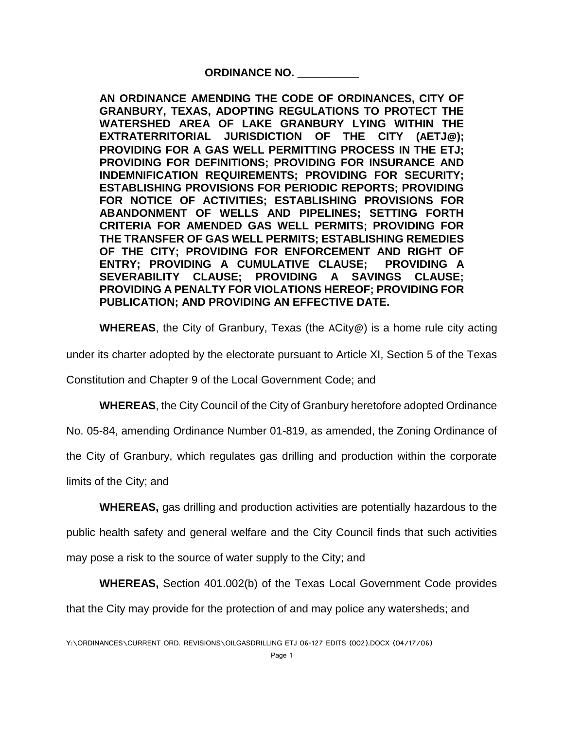**ORDINANCE NO. __________**

**AN ORDINANCE AMENDING THE CODE OF ORDINANCES, CITY OF GRANBURY, TEXAS, ADOPTING REGULATIONS TO PROTECT THE WATERSHED AREA OF LAKE GRANBURY LYING WITHIN THE EXTRATERRITORIAL JURISDICTION OF THE CITY (AETJ@); PROVIDING FOR A GAS WELL PERMITTING PROCESS IN THE ETJ; PROVIDING FOR DEFINITIONS; PROVIDING FOR INSURANCE AND INDEMNIFICATION REQUIREMENTS; PROVIDING FOR SECURITY; ESTABLISHING PROVISIONS FOR PERIODIC REPORTS; PROVIDING FOR NOTICE OF ACTIVITIES; ESTABLISHING PROVISIONS FOR ABANDONMENT OF WELLS AND PIPELINES; SETTING FORTH CRITERIA FOR AMENDED GAS WELL PERMITS; PROVIDING FOR THE TRANSFER OF GAS WELL PERMITS; ESTABLISHING REMEDIES OF THE CITY; PROVIDING FOR ENFORCEMENT AND RIGHT OF ENTRY; PROVIDING A CUMULATIVE CLAUSE; PROVIDING A SEVERABILITY CLAUSE; PROVIDING A SAVINGS CLAUSE; PROVIDING A PENALTY FOR VIOLATIONS HEREOF; PROVIDING FOR PUBLICATION; AND PROVIDING AN EFFECTIVE DATE.**

**WHEREAS**, the City of Granbury, Texas (the ACity@) is a home rule city acting under its charter adopted by the electorate pursuant to Article XI, Section 5 of the Texas Constitution and Chapter 9 of the Local Government Code; and

**WHEREAS**, the City Council of the City of Granbury heretofore adopted Ordinance No. 05-84, amending Ordinance Number 01-819, as amended, the Zoning Ordinance of the City of Granbury, which regulates gas drilling and production within the corporate limits of the City; and

**WHEREAS,** gas drilling and production activities are potentially hazardous to the public health safety and general welfare and the City Council finds that such activities may pose a risk to the source of water supply to the City; and

**WHEREAS,** Section 401.002(b) of the Texas Local Government Code provides that the City may provide for the protection of and may police any watersheds; and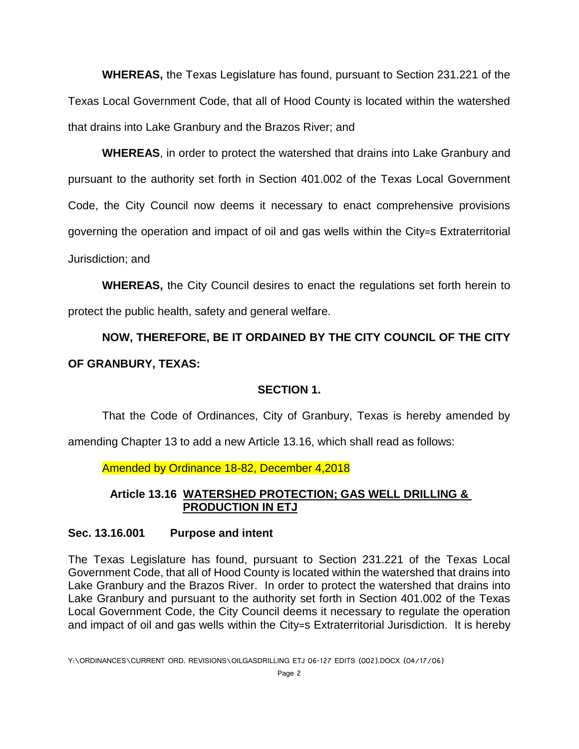**WHEREAS,** the Texas Legislature has found, pursuant to Section 231.221 of the Texas Local Government Code, that all of Hood County is located within the watershed that drains into Lake Granbury and the Brazos River; and

**WHEREAS**, in order to protect the watershed that drains into Lake Granbury and pursuant to the authority set forth in Section 401.002 of the Texas Local Government Code, the City Council now deems it necessary to enact comprehensive provisions governing the operation and impact of oil and gas wells within the City=s Extraterritorial Jurisdiction; and

**WHEREAS,** the City Council desires to enact the regulations set forth herein to protect the public health, safety and general welfare.

**NOW, THEREFORE, BE IT ORDAINED BY THE CITY COUNCIL OF THE CITY OF GRANBURY, TEXAS:**

**SECTION 1.**

That the Code of Ordinances, City of Granbury, Texas is hereby amended by amending Chapter 13 to add a new Article 13.16, which shall read as follows:

Amended by Ordinance 18-82, December 4,2018

## Article 13.16 WATERSHED PROTECTION; GAS WELL DRILLING & PRODUCTION IN ETJ

### Sec. 13.16.001 Purpose and intent

The Texas Legislature has found, pursuant to Section 231.221 of the Texas Local Government Code, that all of Hood County is located within the watershed that drains into Lake Granbury and the Brazos River. In order to protect the watershed that drains into Lake Granbury and pursuant to the authority set forth in Section 401.002 of the Texas Local Government Code, the City Council deems it necessary to regulate the operation and impact of oil and gas wells within the City=s Extraterritorial Jurisdiction. It is hereby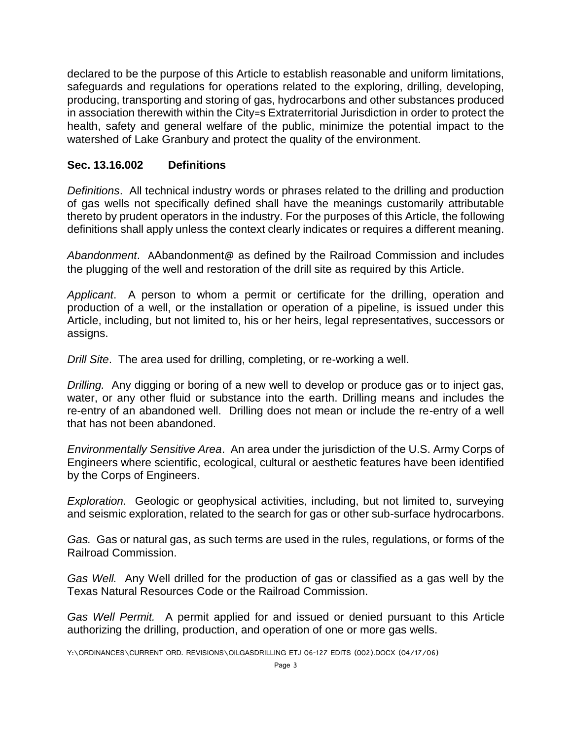declared to be the purpose of this Article to establish reasonable and uniform limitations, safeguards and regulations for operations related to the exploring, drilling, developing, producing, transporting and storing of gas, hydrocarbons and other substances produced in association therewith within the City=s Extraterritorial Jurisdiction in order to protect the health, safety and general welfare of the public, minimize the potential impact to the watershed of Lake Granbury and protect the quality of the environment.

### Sec. 13.16.002 Definitions

*Definitions*. All technical industry words or phrases related to the drilling and production of gas wells not specifically defined shall have the meanings customarily attributable thereto by prudent operators in the industry. For the purposes of this Article, the following definitions shall apply unless the context clearly indicates or requires a different meaning.

*Abandonment*. AAbandonment@ as defined by the Railroad Commission and includes the plugging of the well and restoration of the drill site as required by this Article.

*Applicant*. A person to whom a permit or certificate for the drilling, operation and production of a well, or the installation or operation of a pipeline, is issued under this Article, including, but not limited to, his or her heirs, legal representatives, successors or assigns.

*Drill Site*. The area used for drilling, completing, or re-working a well.

*Drilling.* Any digging or boring of a new well to develop or produce gas or to inject gas, water, or any other fluid or substance into the earth. Drilling means and includes the re-entry of an abandoned well. Drilling does not mean or include the re-entry of a well that has not been abandoned.

*Environmentally Sensitive Area*. An area under the jurisdiction of the U.S. Army Corps of Engineers where scientific, ecological, cultural or aesthetic features have been identified by the Corps of Engineers.

*Exploration.* Geologic or geophysical activities, including, but not limited to, surveying and seismic exploration, related to the search for gas or other sub-surface hydrocarbons.

*Gas.* Gas or natural gas, as such terms are used in the rules, regulations, or forms of the Railroad Commission.

*Gas Well.* Any Well drilled for the production of gas or classified as a gas well by the Texas Natural Resources Code or the Railroad Commission.

*Gas Well Permit.* A permit applied for and issued or denied pursuant to this Article authorizing the drilling, production, and operation of one or more gas wells.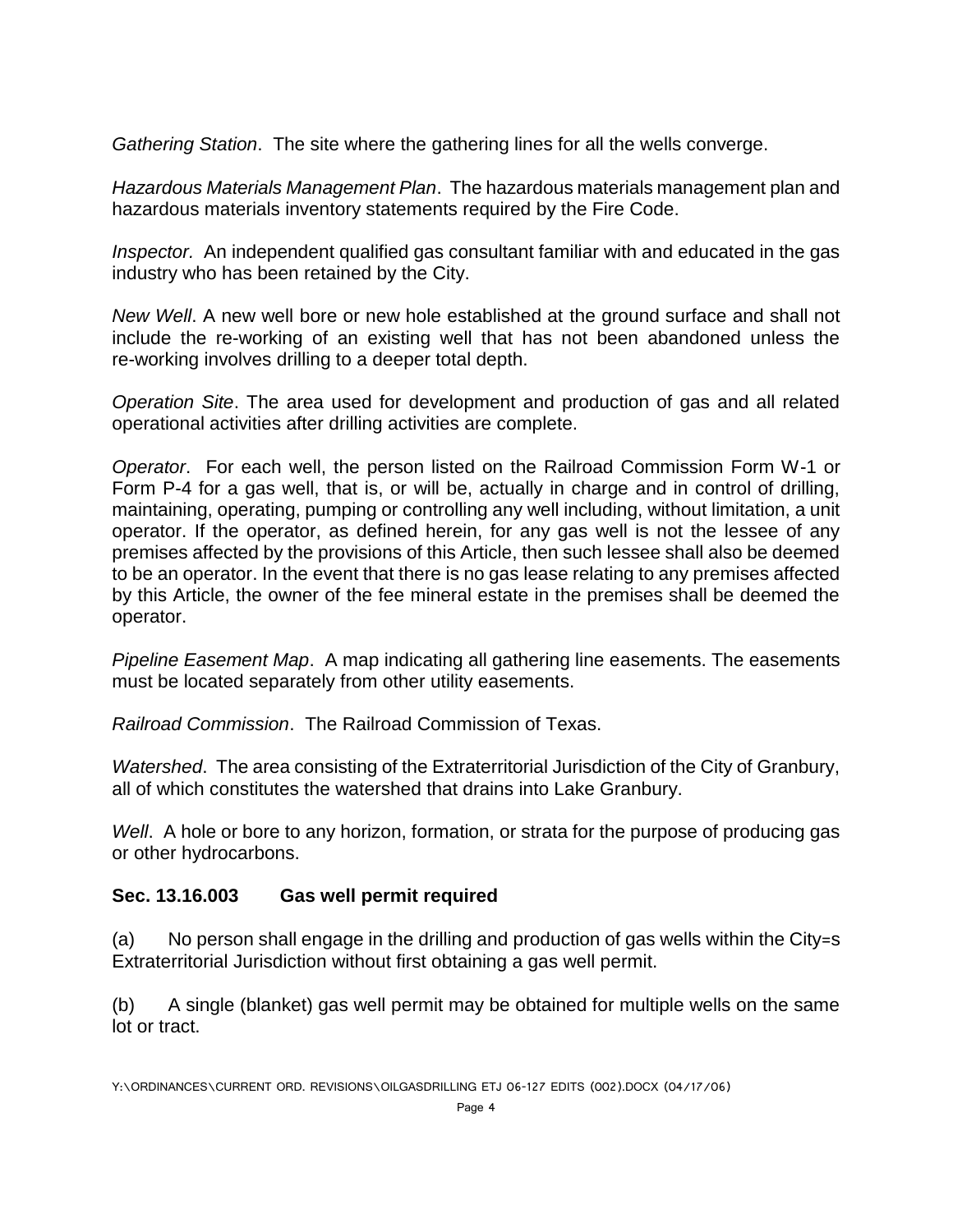*Gathering Station*. The site where the gathering lines for all the wells converge.

*Hazardous Materials Management Plan*. The hazardous materials management plan and hazardous materials inventory statements required by the Fire Code.

*Inspector.* An independent qualified gas consultant familiar with and educated in the gas industry who has been retained by the City.

*New Well*. A new well bore or new hole established at the ground surface and shall not include the re-working of an existing well that has not been abandoned unless the re-working involves drilling to a deeper total depth.

*Operation Site*. The area used for development and production of gas and all related operational activities after drilling activities are complete.

*Operator*. For each well, the person listed on the Railroad Commission Form W-1 or Form P-4 for a gas well, that is, or will be, actually in charge and in control of drilling, maintaining, operating, pumping or controlling any well including, without limitation, a unit operator. If the operator, as defined herein, for any gas well is not the lessee of any premises affected by the provisions of this Article, then such lessee shall also be deemed to be an operator. In the event that there is no gas lease relating to any premises affected by this Article, the owner of the fee mineral estate in the premises shall be deemed the operator.

*Pipeline Easement Map*. A map indicating all gathering line easements. The easements must be located separately from other utility easements.

*Railroad Commission*. The Railroad Commission of Texas.

*Watershed*. The area consisting of the Extraterritorial Jurisdiction of the City of Granbury, all of which constitutes the watershed that drains into Lake Granbury.

*Well*. A hole or bore to any horizon, formation, or strata for the purpose of producing gas or other hydrocarbons.

### Sec. 13.16.003 Gas well permit required

(a) No person shall engage in the drilling and production of gas wells within the City=s Extraterritorial Jurisdiction without first obtaining a gas well permit.

(b) A single (blanket) gas well permit may be obtained for multiple wells on the same lot or tract.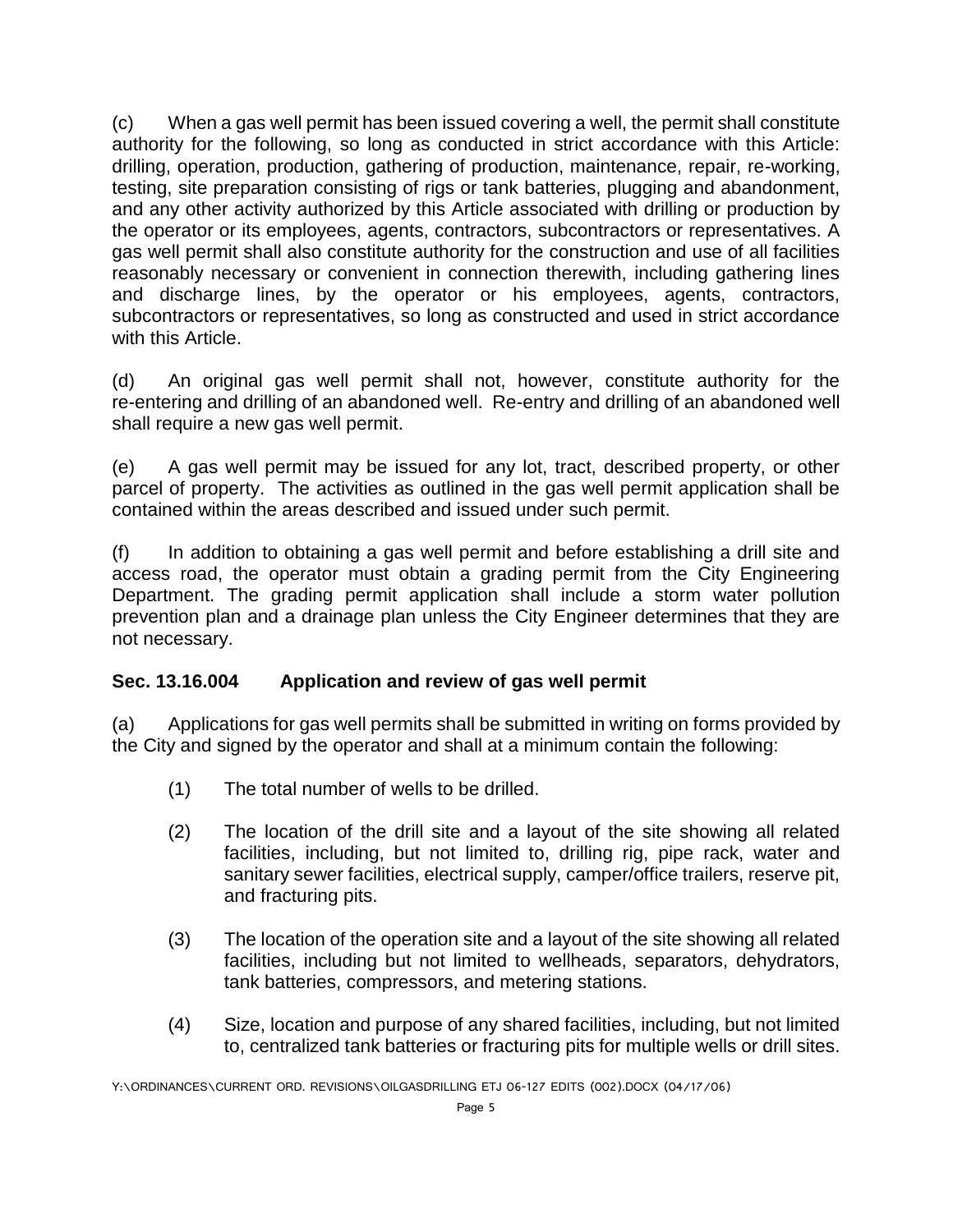(c) When a gas well permit has been issued covering a well, the permit shall constitute authority for the following, so long as conducted in strict accordance with this Article: drilling, operation, production, gathering of production, maintenance, repair, re-working, testing, site preparation consisting of rigs or tank batteries, plugging and abandonment, and any other activity authorized by this Article associated with drilling or production by the operator or its employees, agents, contractors, subcontractors or representatives. A gas well permit shall also constitute authority for the construction and use of all facilities reasonably necessary or convenient in connection therewith, including gathering lines and discharge lines, by the operator or his employees, agents, contractors, subcontractors or representatives, so long as constructed and used in strict accordance with this Article.

(d) An original gas well permit shall not, however, constitute authority for the re-entering and drilling of an abandoned well. Re-entry and drilling of an abandoned well shall require a new gas well permit.

(e) A gas well permit may be issued for any lot, tract, described property, or other parcel of property. The activities as outlined in the gas well permit application shall be contained within the areas described and issued under such permit.

(f) In addition to obtaining a gas well permit and before establishing a drill site and access road, the operator must obtain a grading permit from the City Engineering Department. The grading permit application shall include a storm water pollution prevention plan and a drainage plan unless the City Engineer determines that they are not necessary.

### Sec. 13.16.004 Application and review of gas well permit

(a) Applications for gas well permits shall be submitted in writing on forms provided by the City and signed by the operator and shall at a minimum contain the following:

(1) The total number of wells to be drilled.

(2) The location of the drill site and a layout of the site showing all related facilities, including, but not limited to, drilling rig, pipe rack, water and sanitary sewer facilities, electrical supply, camper/office trailers, reserve pit, and fracturing pits.

(3) The location of the operation site and a layout of the site showing all related facilities, including but not limited to wellheads, separators, dehydrators, tank batteries, compressors, and metering stations.

(4) Size, location and purpose of any shared facilities, including, but not limited to, centralized tank batteries or fracturing pits for multiple wells or drill sites.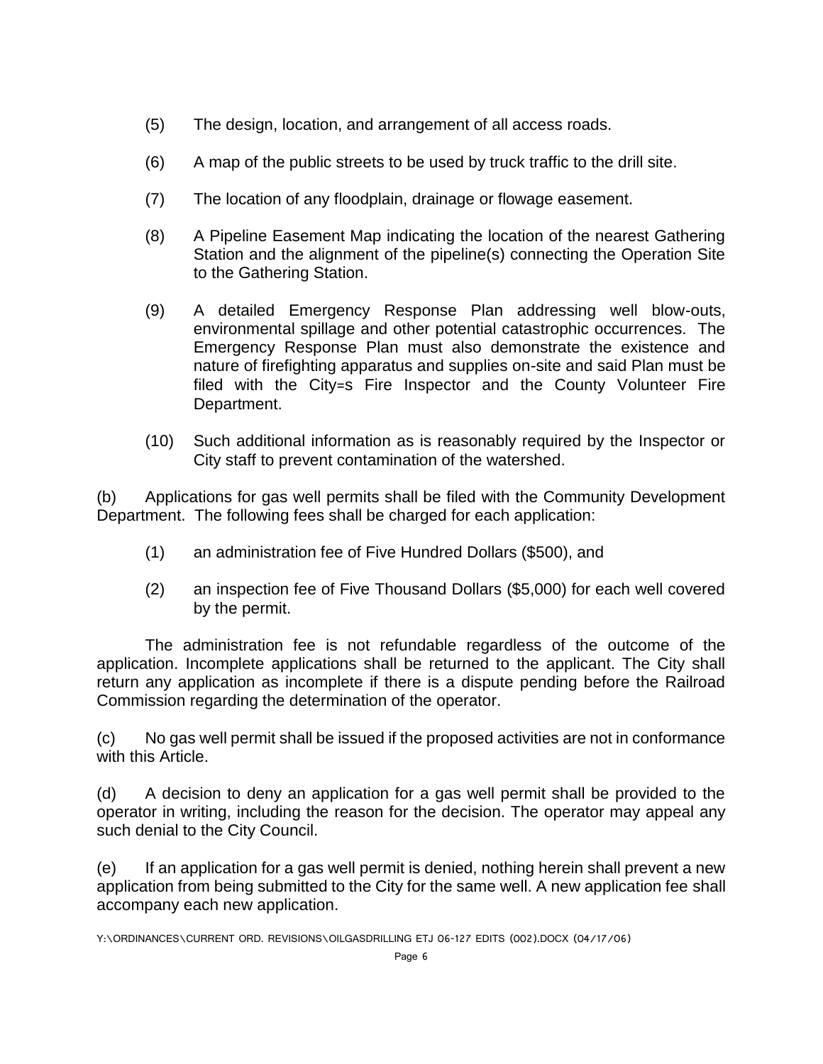(5) The design, location, and arrangement of all access roads.

(6) A map of the public streets to be used by truck traffic to the drill site.

(7) The location of any floodplain, drainage or flowage easement.

(8) A Pipeline Easement Map indicating the location of the nearest Gathering Station and the alignment of the pipeline(s) connecting the Operation Site to the Gathering Station.

(9) A detailed Emergency Response Plan addressing well blow-outs, environmental spillage and other potential catastrophic occurrences. The Emergency Response Plan must also demonstrate the existence and nature of firefighting apparatus and supplies on-site and said Plan must be filed with the City=s Fire Inspector and the County Volunteer Fire Department.

(10) Such additional information as is reasonably required by the Inspector or City staff to prevent contamination of the watershed.

(b) Applications for gas well permits shall be filed with the Community Development Department. The following fees shall be charged for each application:

(1) an administration fee of Five Hundred Dollars ($500), and

(2) an inspection fee of Five Thousand Dollars ($5,000) for each well covered by the permit.

The administration fee is not refundable regardless of the outcome of the application. Incomplete applications shall be returned to the applicant. The City shall return any application as incomplete if there is a dispute pending before the Railroad Commission regarding the determination of the operator.

(c) No gas well permit shall be issued if the proposed activities are not in conformance with this Article.

(d) A decision to deny an application for a gas well permit shall be provided to the operator in writing, including the reason for the decision. The operator may appeal any such denial to the City Council.

(e) If an application for a gas well permit is denied, nothing herein shall prevent a new application from being submitted to the City for the same well. A new application fee shall accompany each new application.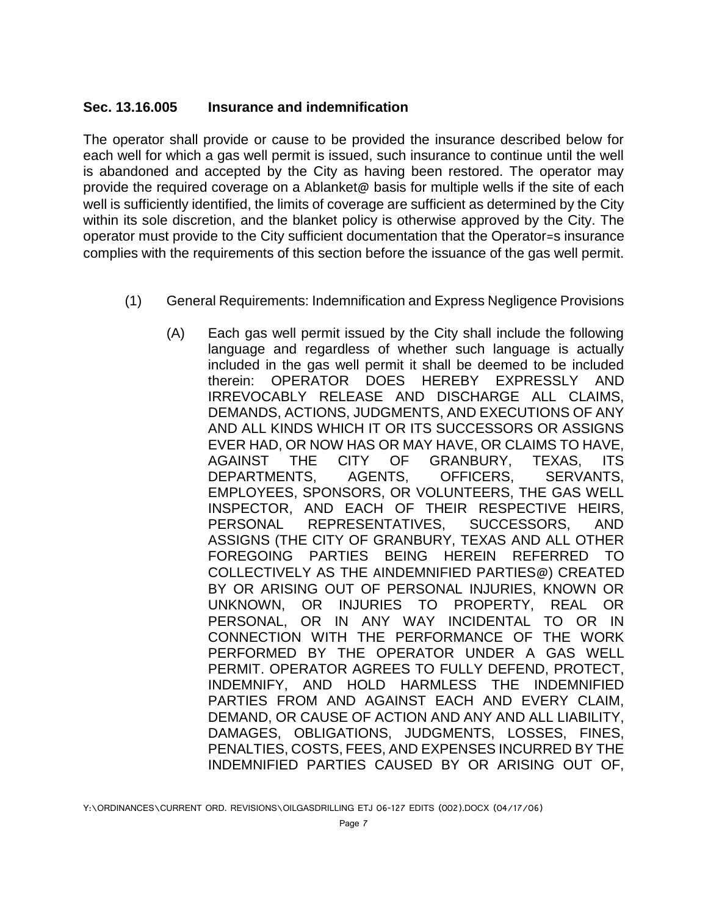## Sec. 13.16.005 Insurance and indemnification

The operator shall provide or cause to be provided the insurance described below for each well for which a gas well permit is issued, such insurance to continue until the well is abandoned and accepted by the City as having been restored. The operator may provide the required coverage on a Ablanket@ basis for multiple wells if the site of each well is sufficiently identified, the limits of coverage are sufficient as determined by the City within its sole discretion, and the blanket policy is otherwise approved by the City. The operator must provide to the City sufficient documentation that the Operator=s insurance complies with the requirements of this section before the issuance of the gas well permit.

(1) General Requirements: Indemnification and Express Negligence Provisions

(A) Each gas well permit issued by the City shall include the following language and regardless of whether such language is actually included in the gas well permit it shall be deemed to be included therein: OPERATOR DOES HEREBY EXPRESSLY AND IRREVOCABLY RELEASE AND DISCHARGE ALL CLAIMS, DEMANDS, ACTIONS, JUDGMENTS, AND EXECUTIONS OF ANY AND ALL KINDS WHICH IT OR ITS SUCCESSORS OR ASSIGNS EVER HAD, OR NOW HAS OR MAY HAVE, OR CLAIMS TO HAVE, AGAINST THE CITY OF GRANBURY, TEXAS, ITS DEPARTMENTS, AGENTS, OFFICERS, SERVANTS, EMPLOYEES, SPONSORS, OR VOLUNTEERS, THE GAS WELL INSPECTOR, AND EACH OF THEIR RESPECTIVE HEIRS, PERSONAL REPRESENTATIVES, SUCCESSORS, AND ASSIGNS (THE CITY OF GRANBURY, TEXAS AND ALL OTHER FOREGOING PARTIES BEING HEREIN REFERRED TO COLLECTIVELY AS THE AINDEMNIFIED PARTIES@) CREATED BY OR ARISING OUT OF PERSONAL INJURIES, KNOWN OR UNKNOWN, OR INJURIES TO PROPERTY, REAL OR PERSONAL, OR IN ANY WAY INCIDENTAL TO OR IN CONNECTION WITH THE PERFORMANCE OF THE WORK PERFORMED BY THE OPERATOR UNDER A GAS WELL PERMIT. OPERATOR AGREES TO FULLY DEFEND, PROTECT, INDEMNIFY, AND HOLD HARMLESS THE INDEMNIFIED PARTIES FROM AND AGAINST EACH AND EVERY CLAIM, DEMAND, OR CAUSE OF ACTION AND ANY AND ALL LIABILITY, DAMAGES, OBLIGATIONS, JUDGMENTS, LOSSES, FINES, PENALTIES, COSTS, FEES, AND EXPENSES INCURRED BY THE INDEMNIFIED PARTIES CAUSED BY OR ARISING OUT OF,

Y:\ORDINANCES\CURRENT ORD. REVISIONS\OILGASDRILLING ETJ 06-127 EDITS (002).DOCX (04/17/06)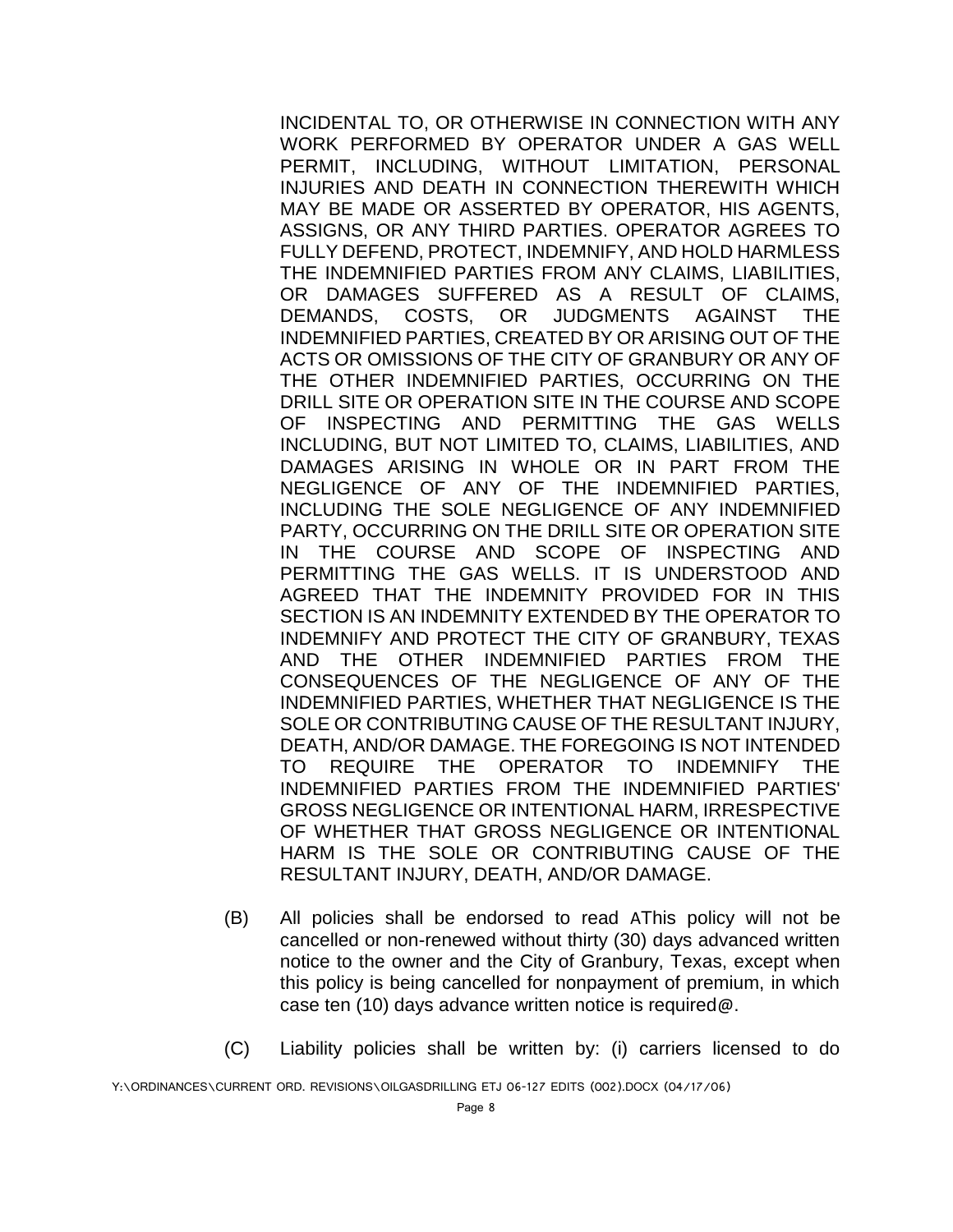INCIDENTAL TO, OR OTHERWISE IN CONNECTION WITH ANY WORK PERFORMED BY OPERATOR UNDER A GAS WELL PERMIT, INCLUDING, WITHOUT LIMITATION, PERSONAL INJURIES AND DEATH IN CONNECTION THEREWITH WHICH MAY BE MADE OR ASSERTED BY OPERATOR, HIS AGENTS, ASSIGNS, OR ANY THIRD PARTIES. OPERATOR AGREES TO FULLY DEFEND, PROTECT, INDEMNIFY, AND HOLD HARMLESS THE INDEMNIFIED PARTIES FROM ANY CLAIMS, LIABILITIES, OR DAMAGES SUFFERED AS A RESULT OF CLAIMS, DEMANDS, COSTS, OR JUDGMENTS AGAINST THE INDEMNIFIED PARTIES, CREATED BY OR ARISING OUT OF THE ACTS OR OMISSIONS OF THE CITY OF GRANBURY OR ANY OF THE OTHER INDEMNIFIED PARTIES, OCCURRING ON THE DRILL SITE OR OPERATION SITE IN THE COURSE AND SCOPE OF INSPECTING AND PERMITTING THE GAS WELLS INCLUDING, BUT NOT LIMITED TO, CLAIMS, LIABILITIES, AND DAMAGES ARISING IN WHOLE OR IN PART FROM THE NEGLIGENCE OF ANY OF THE INDEMNIFIED PARTIES, INCLUDING THE SOLE NEGLIGENCE OF ANY INDEMNIFIED PARTY, OCCURRING ON THE DRILL SITE OR OPERATION SITE IN THE COURSE AND SCOPE OF INSPECTING AND PERMITTING THE GAS WELLS. IT IS UNDERSTOOD AND AGREED THAT THE INDEMNITY PROVIDED FOR IN THIS SECTION IS AN INDEMNITY EXTENDED BY THE OPERATOR TO INDEMNIFY AND PROTECT THE CITY OF GRANBURY, TEXAS AND THE OTHER INDEMNIFIED PARTIES FROM THE CONSEQUENCES OF THE NEGLIGENCE OF ANY OF THE INDEMNIFIED PARTIES, WHETHER THAT NEGLIGENCE IS THE SOLE OR CONTRIBUTING CAUSE OF THE RESULTANT INJURY, DEATH, AND/OR DAMAGE. THE FOREGOING IS NOT INTENDED TO REQUIRE THE OPERATOR TO INDEMNIFY THE INDEMNIFIED PARTIES FROM THE INDEMNIFIED PARTIES' GROSS NEGLIGENCE OR INTENTIONAL HARM, IRRESPECTIVE OF WHETHER THAT GROSS NEGLIGENCE OR INTENTIONAL HARM IS THE SOLE OR CONTRIBUTING CAUSE OF THE RESULTANT INJURY, DEATH, AND/OR DAMAGE.

(B) All policies shall be endorsed to read AThis policy will not be cancelled or non-renewed without thirty (30) days advanced written notice to the owner and the City of Granbury, Texas, except when this policy is being cancelled for nonpayment of premium, in which case ten (10) days advance written notice is required@.

(C) Liability policies shall be written by: (i) carriers licensed to do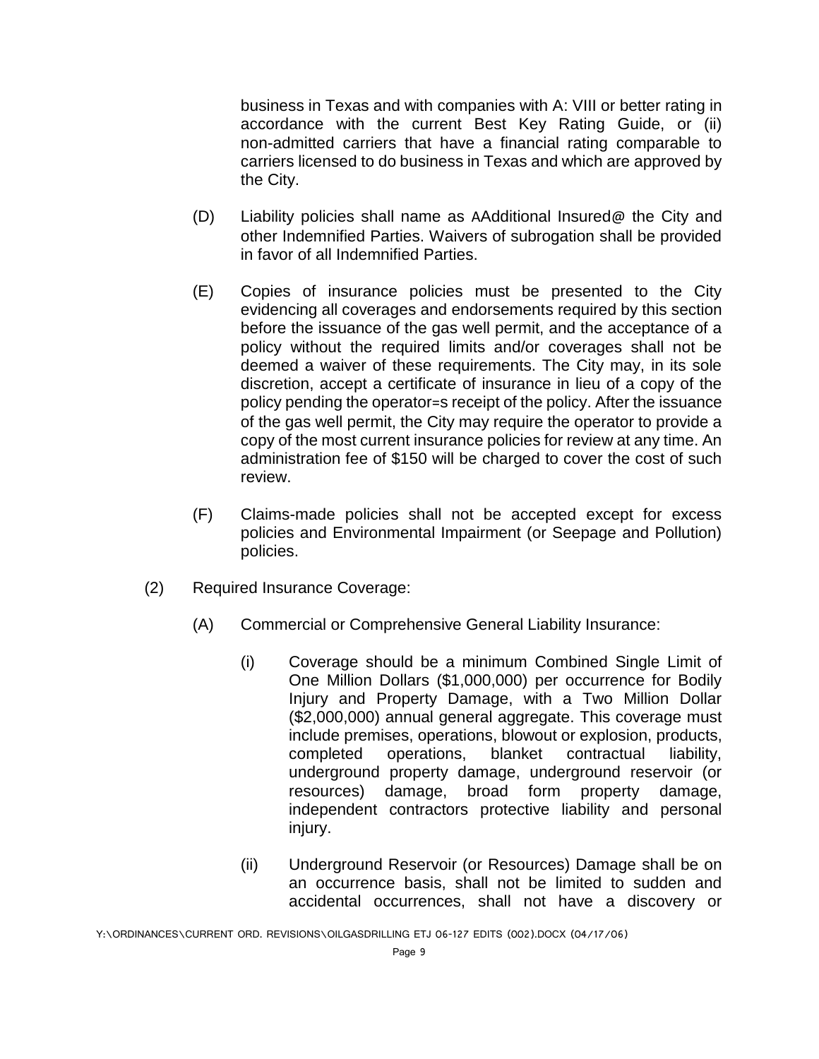business in Texas and with companies with A: VIII or better rating in accordance with the current Best Key Rating Guide, or (ii) non-admitted carriers that have a financial rating comparable to carriers licensed to do business in Texas and which are approved by the City.

(D) Liability policies shall name as AAdditional Insured@ the City and other Indemnified Parties. Waivers of subrogation shall be provided in favor of all Indemnified Parties.

(E) Copies of insurance policies must be presented to the City evidencing all coverages and endorsements required by this section before the issuance of the gas well permit, and the acceptance of a policy without the required limits and/or coverages shall not be deemed a waiver of these requirements. The City may, in its sole discretion, accept a certificate of insurance in lieu of a copy of the policy pending the operator=s receipt of the policy. After the issuance of the gas well permit, the City may require the operator to provide a copy of the most current insurance policies for review at any time. An administration fee of $150 will be charged to cover the cost of such review.

(F) Claims-made policies shall not be accepted except for excess policies and Environmental Impairment (or Seepage and Pollution) policies.

(2) Required Insurance Coverage:

(A) Commercial or Comprehensive General Liability Insurance:

(i) Coverage should be a minimum Combined Single Limit of One Million Dollars ($1,000,000) per occurrence for Bodily Injury and Property Damage, with a Two Million Dollar ($2,000,000) annual general aggregate. This coverage must include premises, operations, blowout or explosion, products, completed operations, blanket contractual liability, underground property damage, underground reservoir (or resources) damage, broad form property damage, independent contractors protective liability and personal injury.

(ii) Underground Reservoir (or Resources) Damage shall be on an occurrence basis, shall not be limited to sudden and accidental occurrences, shall not have a discovery or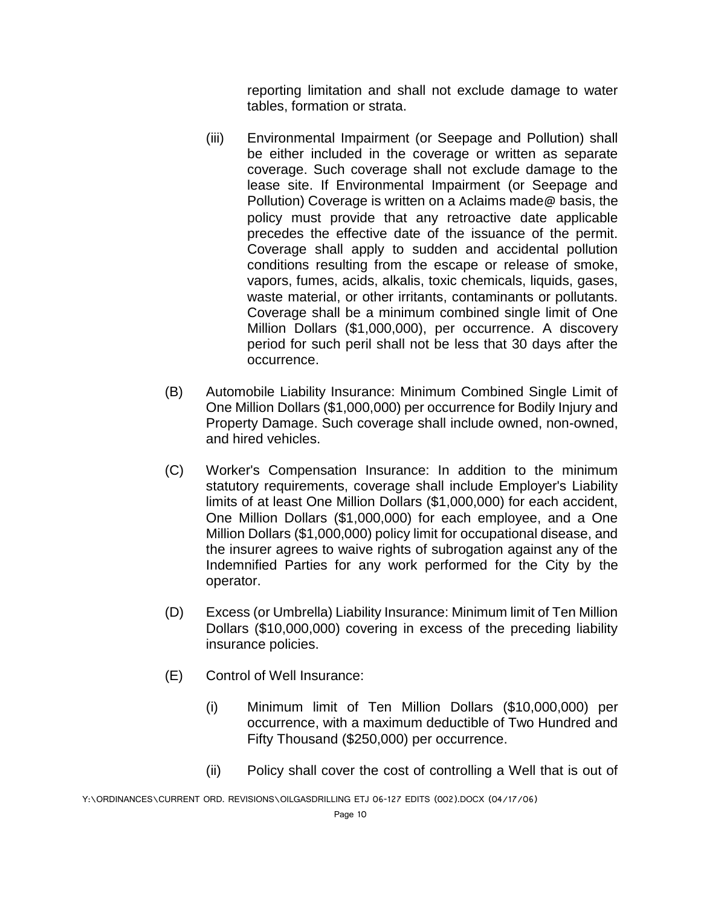reporting limitation and shall not exclude damage to water tables, formation or strata.

(iii) Environmental Impairment (or Seepage and Pollution) shall be either included in the coverage or written as separate coverage. Such coverage shall not exclude damage to the lease site. If Environmental Impairment (or Seepage and Pollution) Coverage is written on a Aclaims made@ basis, the policy must provide that any retroactive date applicable precedes the effective date of the issuance of the permit. Coverage shall apply to sudden and accidental pollution conditions resulting from the escape or release of smoke, vapors, fumes, acids, alkalis, toxic chemicals, liquids, gases, waste material, or other irritants, contaminants or pollutants. Coverage shall be a minimum combined single limit of One Million Dollars ($1,000,000), per occurrence. A discovery period for such peril shall not be less that 30 days after the occurrence.

(B) Automobile Liability Insurance: Minimum Combined Single Limit of One Million Dollars ($1,000,000) per occurrence for Bodily Injury and Property Damage. Such coverage shall include owned, non-owned, and hired vehicles.

(C) Worker's Compensation Insurance: In addition to the minimum statutory requirements, coverage shall include Employer's Liability limits of at least One Million Dollars ($1,000,000) for each accident, One Million Dollars ($1,000,000) for each employee, and a One Million Dollars ($1,000,000) policy limit for occupational disease, and the insurer agrees to waive rights of subrogation against any of the Indemnified Parties for any work performed for the City by the operator.

(D) Excess (or Umbrella) Liability Insurance: Minimum limit of Ten Million Dollars ($10,000,000) covering in excess of the preceding liability insurance policies.

(E) Control of Well Insurance:

(i) Minimum limit of Ten Million Dollars ($10,000,000) per occurrence, with a maximum deductible of Two Hundred and Fifty Thousand ($250,000) per occurrence.

(ii) Policy shall cover the cost of controlling a Well that is out of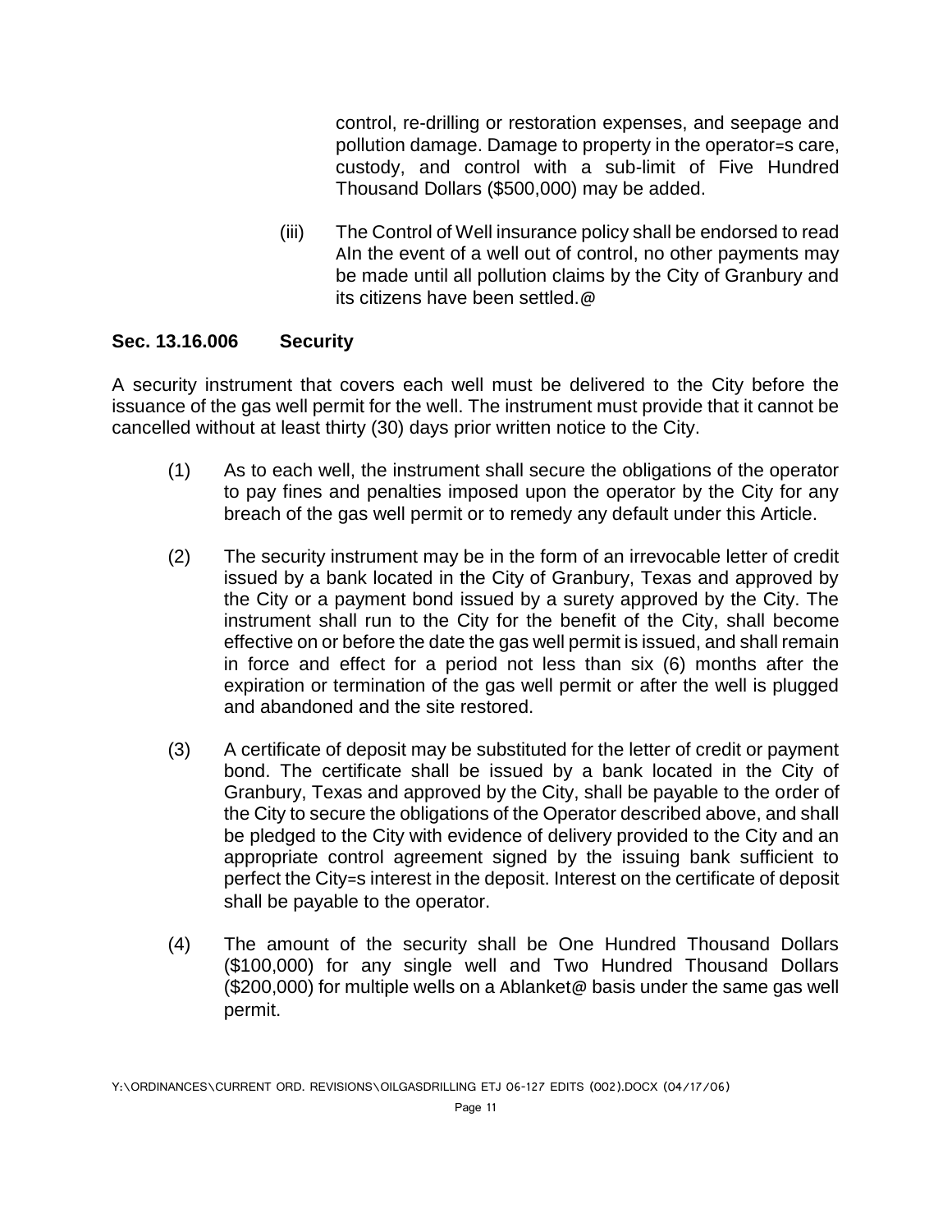control, re-drilling or restoration expenses, and seepage and pollution damage. Damage to property in the operator=s care, custody, and control with a sub-limit of Five Hundred Thousand Dollars ($500,000) may be added.

(iii) The Control of Well insurance policy shall be endorsed to read AIn the event of a well out of control, no other payments may be made until all pollution claims by the City of Granbury and its citizens have been settled.@

**Sec. 13.16.006 Security**

A security instrument that covers each well must be delivered to the City before the issuance of the gas well permit for the well. The instrument must provide that it cannot be cancelled without at least thirty (30) days prior written notice to the City.

(1) As to each well, the instrument shall secure the obligations of the operator to pay fines and penalties imposed upon the operator by the City for any breach of the gas well permit or to remedy any default under this Article.

(2) The security instrument may be in the form of an irrevocable letter of credit issued by a bank located in the City of Granbury, Texas and approved by the City or a payment bond issued by a surety approved by the City. The instrument shall run to the City for the benefit of the City, shall become effective on or before the date the gas well permit is issued, and shall remain in force and effect for a period not less than six (6) months after the expiration or termination of the gas well permit or after the well is plugged and abandoned and the site restored.

(3) A certificate of deposit may be substituted for the letter of credit or payment bond. The certificate shall be issued by a bank located in the City of Granbury, Texas and approved by the City, shall be payable to the order of the City to secure the obligations of the Operator described above, and shall be pledged to the City with evidence of delivery provided to the City and an appropriate control agreement signed by the issuing bank sufficient to perfect the City=s interest in the deposit. Interest on the certificate of deposit shall be payable to the operator.

(4) The amount of the security shall be One Hundred Thousand Dollars ($100,000) for any single well and Two Hundred Thousand Dollars ($200,000) for multiple wells on a Ablanket@ basis under the same gas well permit.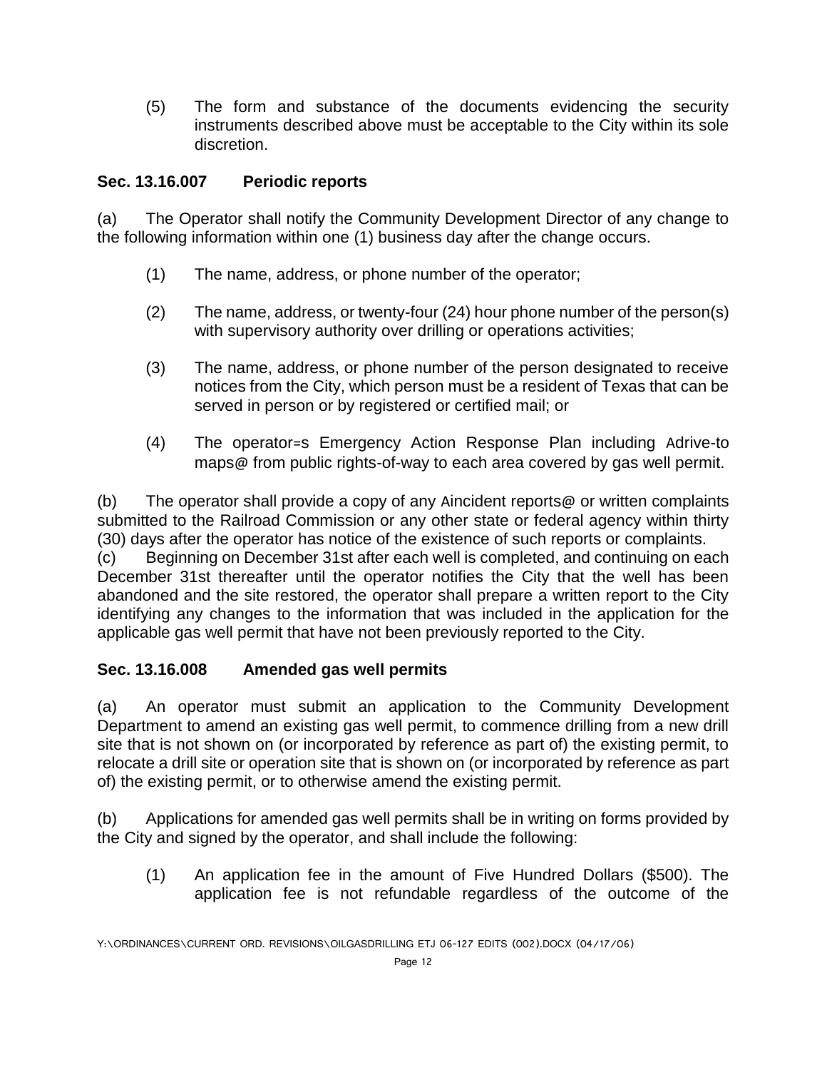(5) The form and substance of the documents evidencing the security instruments described above must be acceptable to the City within its sole discretion.

**Sec. 13.16.007 Periodic reports**

(a) The Operator shall notify the Community Development Director of any change to the following information within one (1) business day after the change occurs.

(1) The name, address, or phone number of the operator;

(2) The name, address, or twenty-four (24) hour phone number of the person(s) with supervisory authority over drilling or operations activities;

(3) The name, address, or phone number of the person designated to receive notices from the City, which person must be a resident of Texas that can be served in person or by registered or certified mail; or

(4) The operator=s Emergency Action Response Plan including Adrive-to maps@ from public rights-of-way to each area covered by gas well permit.

(b) The operator shall provide a copy of any Aincident reports@ or written complaints submitted to the Railroad Commission or any other state or federal agency within thirty (30) days after the operator has notice of the existence of such reports or complaints.

(c) Beginning on December 31st after each well is completed, and continuing on each December 31st thereafter until the operator notifies the City that the well has been abandoned and the site restored, the operator shall prepare a written report to the City identifying any changes to the information that was included in the application for the applicable gas well permit that have not been previously reported to the City.

**Sec. 13.16.008 Amended gas well permits**

(a) An operator must submit an application to the Community Development Department to amend an existing gas well permit, to commence drilling from a new drill site that is not shown on (or incorporated by reference as part of) the existing permit, to relocate a drill site or operation site that is shown on (or incorporated by reference as part of) the existing permit, or to otherwise amend the existing permit.

(b) Applications for amended gas well permits shall be in writing on forms provided by the City and signed by the operator, and shall include the following:

(1) An application fee in the amount of Five Hundred Dollars ($500). The application fee is not refundable regardless of the outcome of the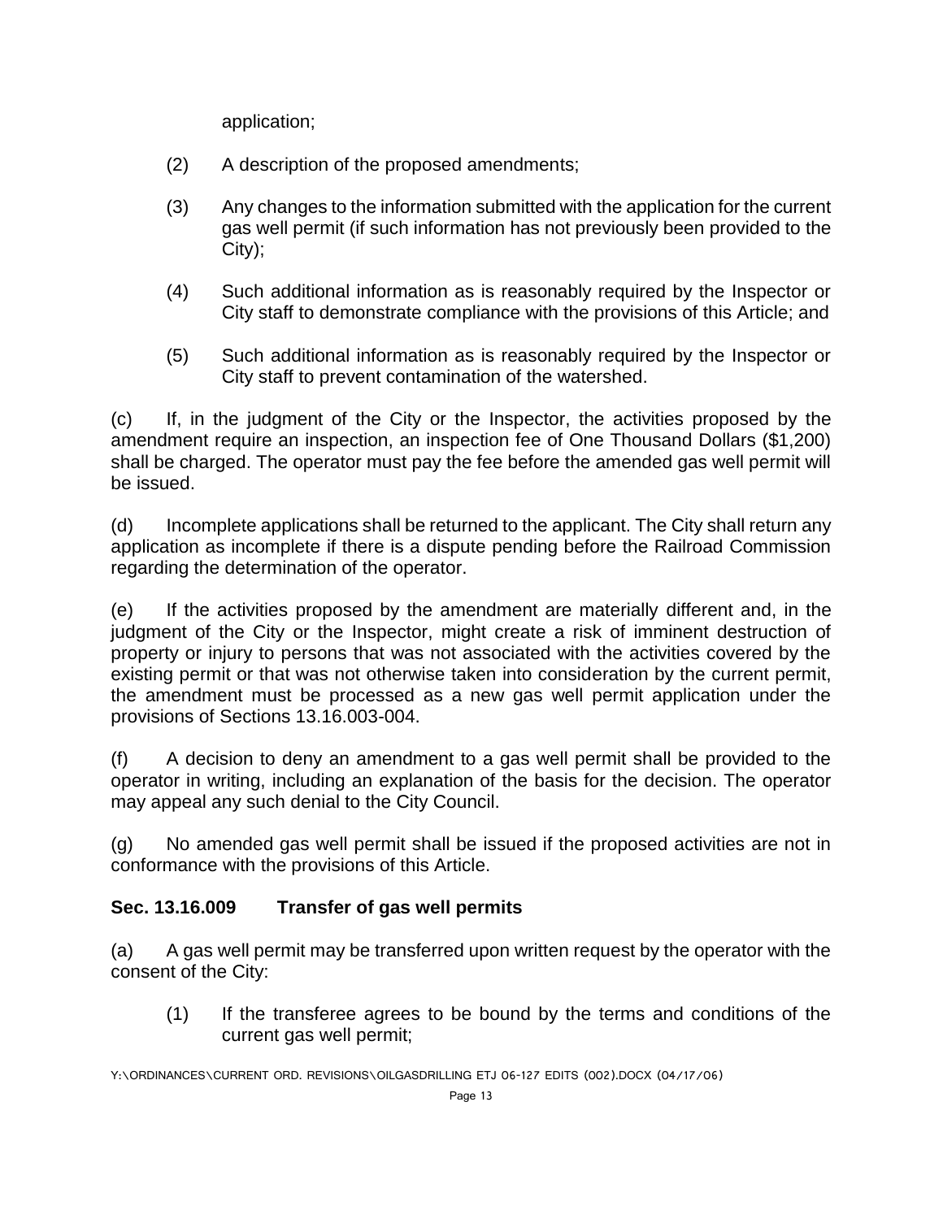application;

(2) A description of the proposed amendments;

(3) Any changes to the information submitted with the application for the current gas well permit (if such information has not previously been provided to the City);

(4) Such additional information as is reasonably required by the Inspector or City staff to demonstrate compliance with the provisions of this Article; and

(5) Such additional information as is reasonably required by the Inspector or City staff to prevent contamination of the watershed.

(c) If, in the judgment of the City or the Inspector, the activities proposed by the amendment require an inspection, an inspection fee of One Thousand Dollars ($1,200) shall be charged. The operator must pay the fee before the amended gas well permit will be issued.

(d) Incomplete applications shall be returned to the applicant. The City shall return any application as incomplete if there is a dispute pending before the Railroad Commission regarding the determination of the operator.

(e) If the activities proposed by the amendment are materially different and, in the judgment of the City or the Inspector, might create a risk of imminent destruction of property or injury to persons that was not associated with the activities covered by the existing permit or that was not otherwise taken into consideration by the current permit, the amendment must be processed as a new gas well permit application under the provisions of Sections 13.16.003-004.

(f) A decision to deny an amendment to a gas well permit shall be provided to the operator in writing, including an explanation of the basis for the decision. The operator may appeal any such denial to the City Council.

(g) No amended gas well permit shall be issued if the proposed activities are not in conformance with the provisions of this Article.

### Sec. 13.16.009 Transfer of gas well permits

(a) A gas well permit may be transferred upon written request by the operator with the consent of the City:

(1) If the transferee agrees to be bound by the terms and conditions of the current gas well permit;

Y:\ORDINANCES\CURRENT ORD. REVISIONS\OILGASDRILLING ETJ 06-127 EDITS (002).DOCX (04/17/06)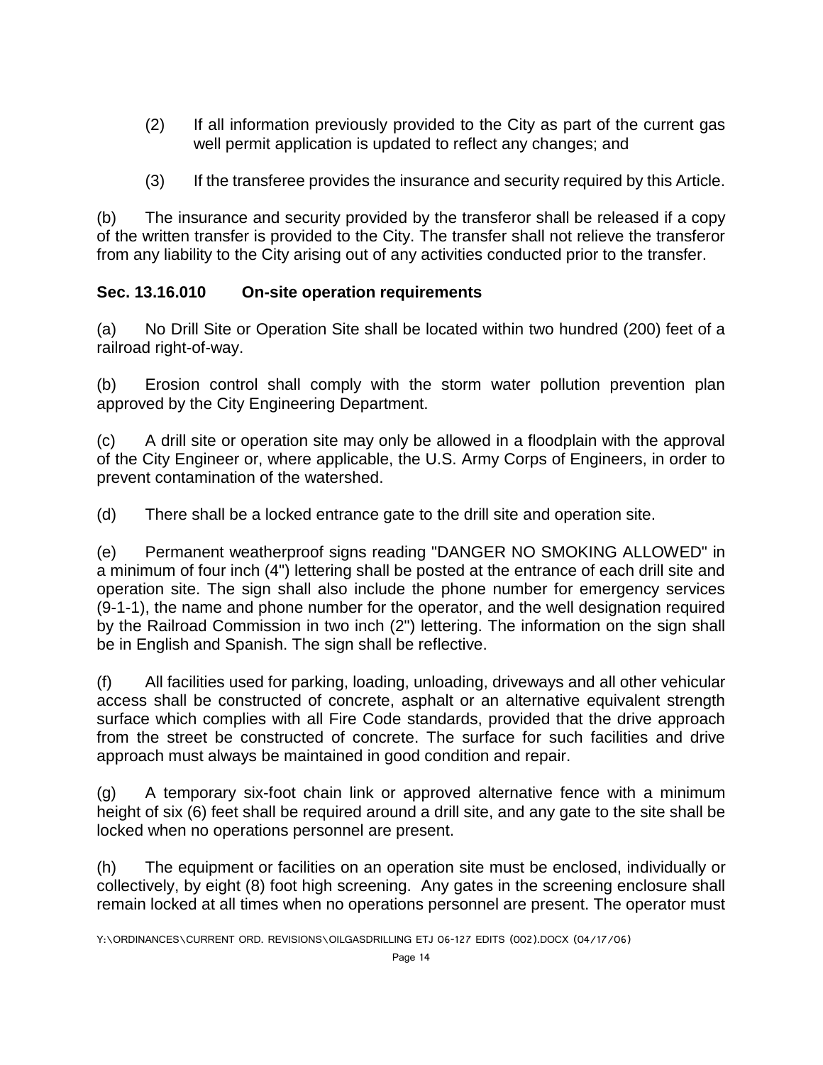(2) If all information previously provided to the City as part of the current gas well permit application is updated to reflect any changes; and

(3) If the transferee provides the insurance and security required by this Article.

(b) The insurance and security provided by the transferor shall be released if a copy of the written transfer is provided to the City. The transfer shall not relieve the transferor from any liability to the City arising out of any activities conducted prior to the transfer.

**Sec. 13.16.010 On-site operation requirements**

(a) No Drill Site or Operation Site shall be located within two hundred (200) feet of a railroad right-of-way.

(b) Erosion control shall comply with the storm water pollution prevention plan approved by the City Engineering Department.

(c) A drill site or operation site may only be allowed in a floodplain with the approval of the City Engineer or, where applicable, the U.S. Army Corps of Engineers, in order to prevent contamination of the watershed.

(d) There shall be a locked entrance gate to the drill site and operation site.

(e) Permanent weatherproof signs reading "DANGER NO SMOKING ALLOWED" in a minimum of four inch (4") lettering shall be posted at the entrance of each drill site and operation site. The sign shall also include the phone number for emergency services (9-1-1), the name and phone number for the operator, and the well designation required by the Railroad Commission in two inch (2") lettering. The information on the sign shall be in English and Spanish. The sign shall be reflective.

(f) All facilities used for parking, loading, unloading, driveways and all other vehicular access shall be constructed of concrete, asphalt or an alternative equivalent strength surface which complies with all Fire Code standards, provided that the drive approach from the street be constructed of concrete. The surface for such facilities and drive approach must always be maintained in good condition and repair.

(g) A temporary six-foot chain link or approved alternative fence with a minimum height of six (6) feet shall be required around a drill site, and any gate to the site shall be locked when no operations personnel are present.

(h) The equipment or facilities on an operation site must be enclosed, individually or collectively, by eight (8) foot high screening. Any gates in the screening enclosure shall remain locked at all times when no operations personnel are present. The operator must

Y:\ORDINANCES\CURRENT ORD. REVISIONS\OILGASDRILLING ETJ 06-127 EDITS (002).DOCX (04/17/06)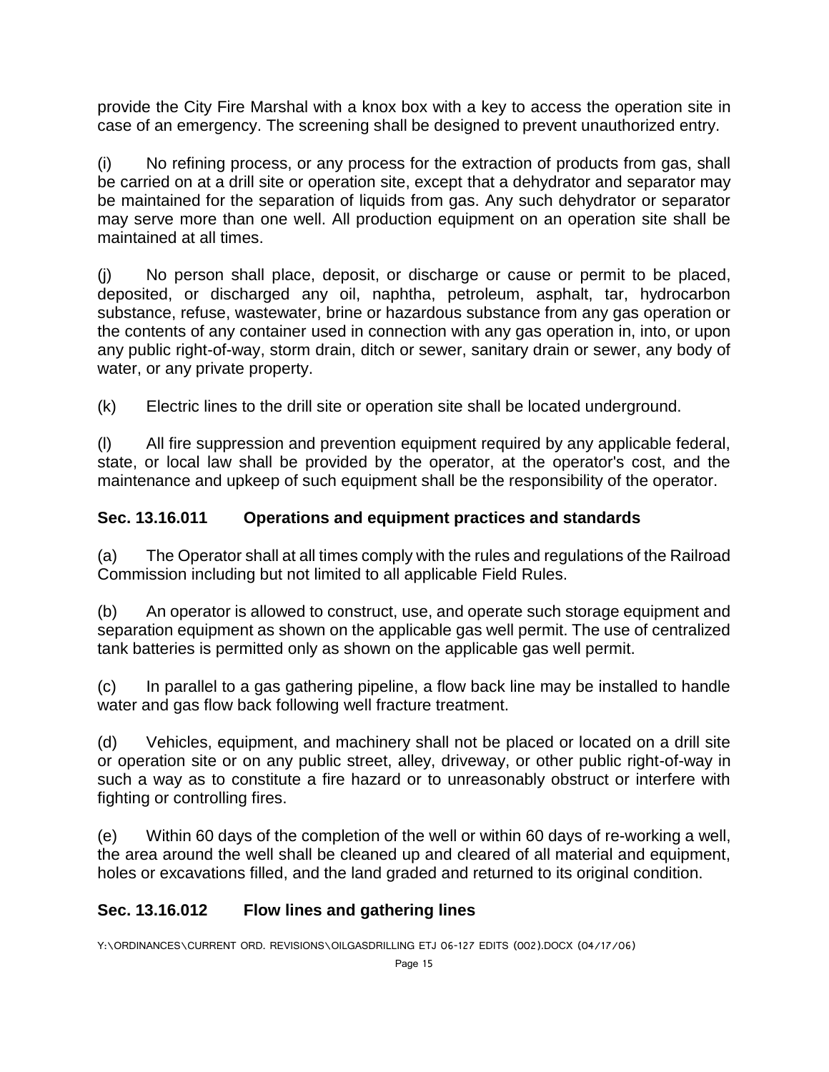provide the City Fire Marshal with a knox box with a key to access the operation site in case of an emergency. The screening shall be designed to prevent unauthorized entry.

(i) No refining process, or any process for the extraction of products from gas, shall be carried on at a drill site or operation site, except that a dehydrator and separator may be maintained for the separation of liquids from gas. Any such dehydrator or separator may serve more than one well. All production equipment on an operation site shall be maintained at all times.

(j) No person shall place, deposit, or discharge or cause or permit to be placed, deposited, or discharged any oil, naphtha, petroleum, asphalt, tar, hydrocarbon substance, refuse, wastewater, brine or hazardous substance from any gas operation or the contents of any container used in connection with any gas operation in, into, or upon any public right-of-way, storm drain, ditch or sewer, sanitary drain or sewer, any body of water, or any private property.

(k) Electric lines to the drill site or operation site shall be located underground.

(l) All fire suppression and prevention equipment required by any applicable federal, state, or local law shall be provided by the operator, at the operator's cost, and the maintenance and upkeep of such equipment shall be the responsibility of the operator.

### Sec. 13.16.011 Operations and equipment practices and standards

(a) The Operator shall at all times comply with the rules and regulations of the Railroad Commission including but not limited to all applicable Field Rules.

(b) An operator is allowed to construct, use, and operate such storage equipment and separation equipment as shown on the applicable gas well permit. The use of centralized tank batteries is permitted only as shown on the applicable gas well permit.

(c) In parallel to a gas gathering pipeline, a flow back line may be installed to handle water and gas flow back following well fracture treatment.

(d) Vehicles, equipment, and machinery shall not be placed or located on a drill site or operation site or on any public street, alley, driveway, or other public right-of-way in such a way as to constitute a fire hazard or to unreasonably obstruct or interfere with fighting or controlling fires.

(e) Within 60 days of the completion of the well or within 60 days of re-working a well, the area around the well shall be cleaned up and cleared of all material and equipment, holes or excavations filled, and the land graded and returned to its original condition.

### Sec. 13.16.012 Flow lines and gathering lines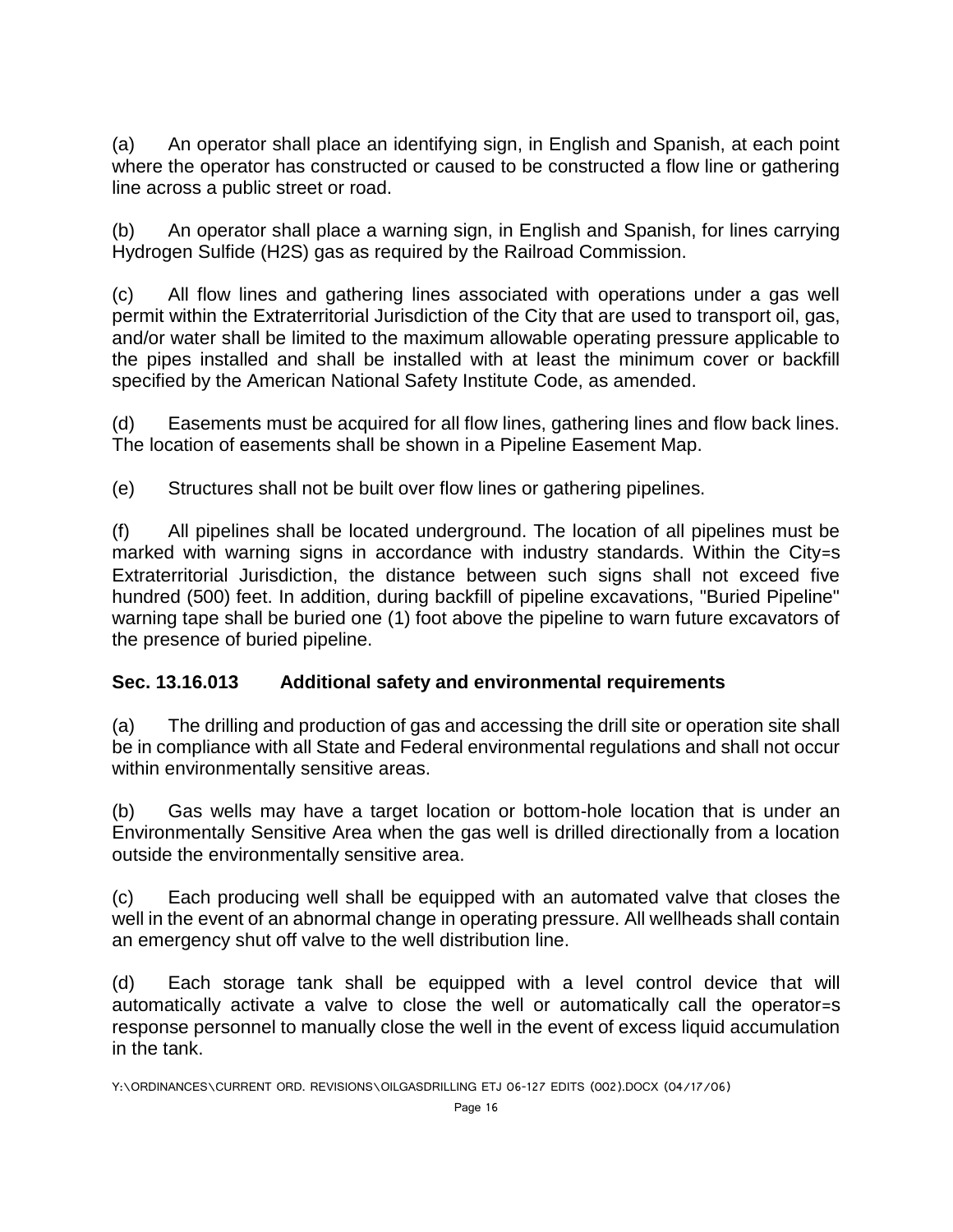(a) An operator shall place an identifying sign, in English and Spanish, at each point where the operator has constructed or caused to be constructed a flow line or gathering line across a public street or road.

(b) An operator shall place a warning sign, in English and Spanish, for lines carrying Hydrogen Sulfide (H2S) gas as required by the Railroad Commission.

(c) All flow lines and gathering lines associated with operations under a gas well permit within the Extraterritorial Jurisdiction of the City that are used to transport oil, gas, and/or water shall be limited to the maximum allowable operating pressure applicable to the pipes installed and shall be installed with at least the minimum cover or backfill specified by the American National Safety Institute Code, as amended.

(d) Easements must be acquired for all flow lines, gathering lines and flow back lines. The location of easements shall be shown in a Pipeline Easement Map.

(e) Structures shall not be built over flow lines or gathering pipelines.

(f) All pipelines shall be located underground. The location of all pipelines must be marked with warning signs in accordance with industry standards. Within the City=s Extraterritorial Jurisdiction, the distance between such signs shall not exceed five hundred (500) feet. In addition, during backfill of pipeline excavations, "Buried Pipeline" warning tape shall be buried one (1) foot above the pipeline to warn future excavators of the presence of buried pipeline.

**Sec. 13.16.013 Additional safety and environmental requirements**

(a) The drilling and production of gas and accessing the drill site or operation site shall be in compliance with all State and Federal environmental regulations and shall not occur within environmentally sensitive areas.

(b) Gas wells may have a target location or bottom-hole location that is under an Environmentally Sensitive Area when the gas well is drilled directionally from a location outside the environmentally sensitive area.

(c) Each producing well shall be equipped with an automated valve that closes the well in the event of an abnormal change in operating pressure. All wellheads shall contain an emergency shut off valve to the well distribution line.

(d) Each storage tank shall be equipped with a level control device that will automatically activate a valve to close the well or automatically call the operator=s response personnel to manually close the well in the event of excess liquid accumulation in the tank.

Y:\ORDINANCES\CURRENT ORD. REVISIONS\OILGASDRILLING ETJ 06-127 EDITS (002).DOCX (04/17/06)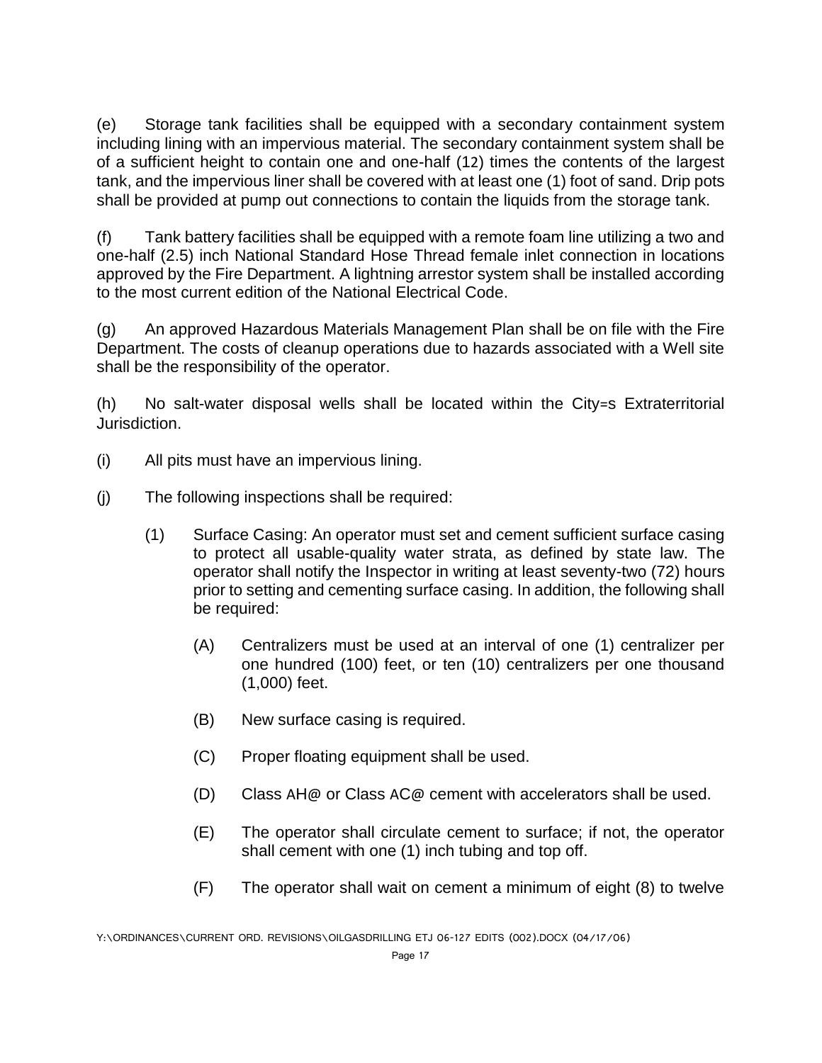(e) Storage tank facilities shall be equipped with a secondary containment system including lining with an impervious material. The secondary containment system shall be of a sufficient height to contain one and one-half (12) times the contents of the largest tank, and the impervious liner shall be covered with at least one (1) foot of sand. Drip pots shall be provided at pump out connections to contain the liquids from the storage tank.

(f) Tank battery facilities shall be equipped with a remote foam line utilizing a two and one-half (2.5) inch National Standard Hose Thread female inlet connection in locations approved by the Fire Department. A lightning arrestor system shall be installed according to the most current edition of the National Electrical Code.

(g) An approved Hazardous Materials Management Plan shall be on file with the Fire Department. The costs of cleanup operations due to hazards associated with a Well site shall be the responsibility of the operator.

(h) No salt-water disposal wells shall be located within the City=s Extraterritorial Jurisdiction.

(i) All pits must have an impervious lining.

(j) The following inspections shall be required:

(1) Surface Casing: An operator must set and cement sufficient surface casing to protect all usable-quality water strata, as defined by state law. The operator shall notify the Inspector in writing at least seventy-two (72) hours prior to setting and cementing surface casing. In addition, the following shall be required:

(A) Centralizers must be used at an interval of one (1) centralizer per one hundred (100) feet, or ten (10) centralizers per one thousand (1,000) feet.

(B) New surface casing is required.

(C) Proper floating equipment shall be used.

(D) Class AH@ or Class AC@ cement with accelerators shall be used.

(E) The operator shall circulate cement to surface; if not, the operator shall cement with one (1) inch tubing and top off.

(F) The operator shall wait on cement a minimum of eight (8) to twelve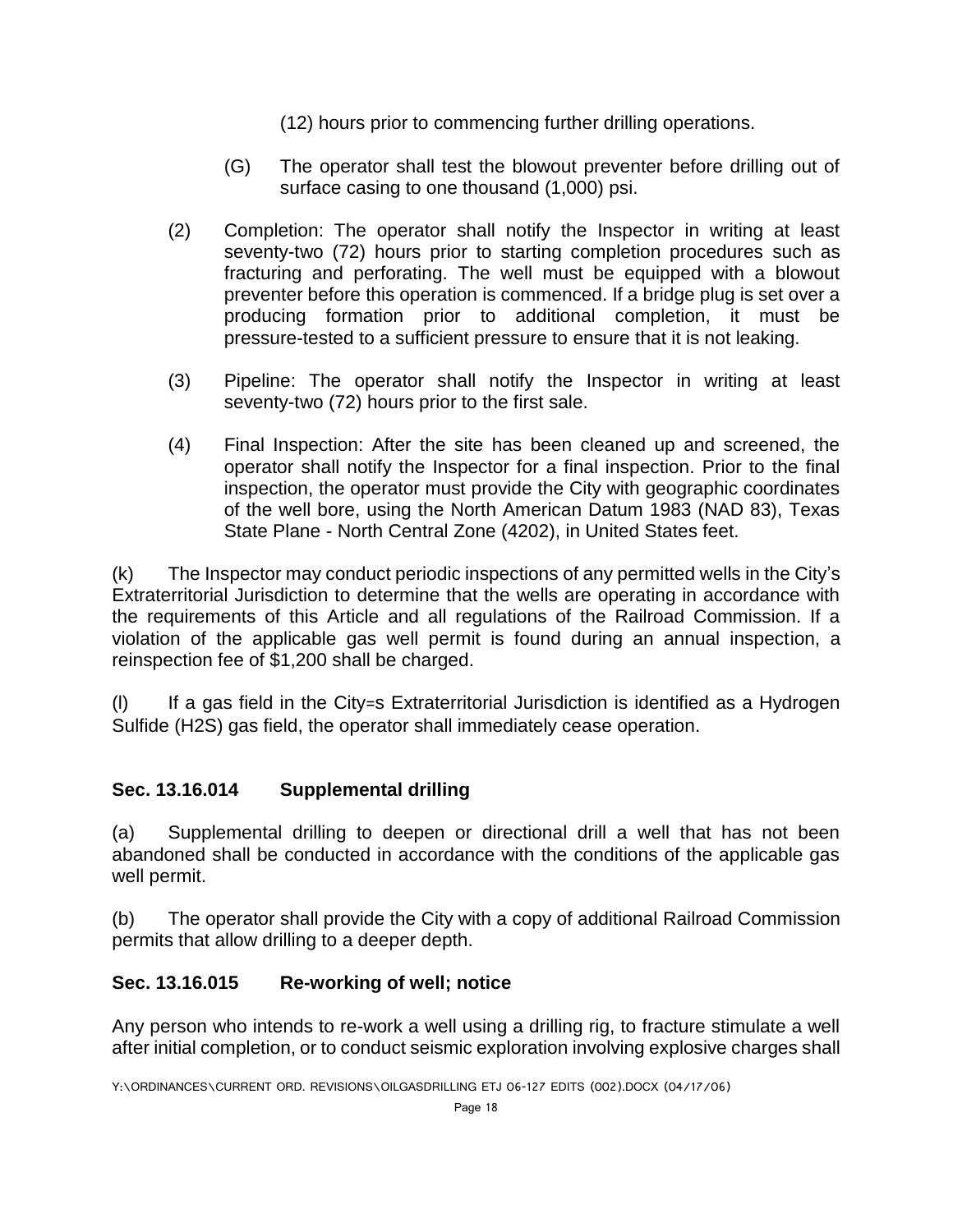(12) hours prior to commencing further drilling operations.

(G) The operator shall test the blowout preventer before drilling out of surface casing to one thousand (1,000) psi.

(2) Completion: The operator shall notify the Inspector in writing at least seventy-two (72) hours prior to starting completion procedures such as fracturing and perforating. The well must be equipped with a blowout preventer before this operation is commenced. If a bridge plug is set over a producing formation prior to additional completion, it must be pressure-tested to a sufficient pressure to ensure that it is not leaking.

(3) Pipeline: The operator shall notify the Inspector in writing at least seventy-two (72) hours prior to the first sale.

(4) Final Inspection: After the site has been cleaned up and screened, the operator shall notify the Inspector for a final inspection. Prior to the final inspection, the operator must provide the City with geographic coordinates of the well bore, using the North American Datum 1983 (NAD 83), Texas State Plane - North Central Zone (4202), in United States feet.

(k) The Inspector may conduct periodic inspections of any permitted wells in the City's Extraterritorial Jurisdiction to determine that the wells are operating in accordance with the requirements of this Article and all regulations of the Railroad Commission. If a violation of the applicable gas well permit is found during an annual inspection, a reinspection fee of $1,200 shall be charged.

(l) If a gas field in the City=s Extraterritorial Jurisdiction is identified as a Hydrogen Sulfide ($H_2S$) gas field, the operator shall immediately cease operation.

## Sec. 13.16.014 Supplemental drilling

(a) Supplemental drilling to deepen or directional drill a well that has not been abandoned shall be conducted in accordance with the conditions of the applicable gas well permit.

(b) The operator shall provide the City with a copy of additional Railroad Commission permits that allow drilling to a deeper depth.

## Sec. 13.16.015 Re-working of well; notice

Any person who intends to re-work a well using a drilling rig, to fracture stimulate a well after initial completion, or to conduct seismic exploration involving explosive charges shall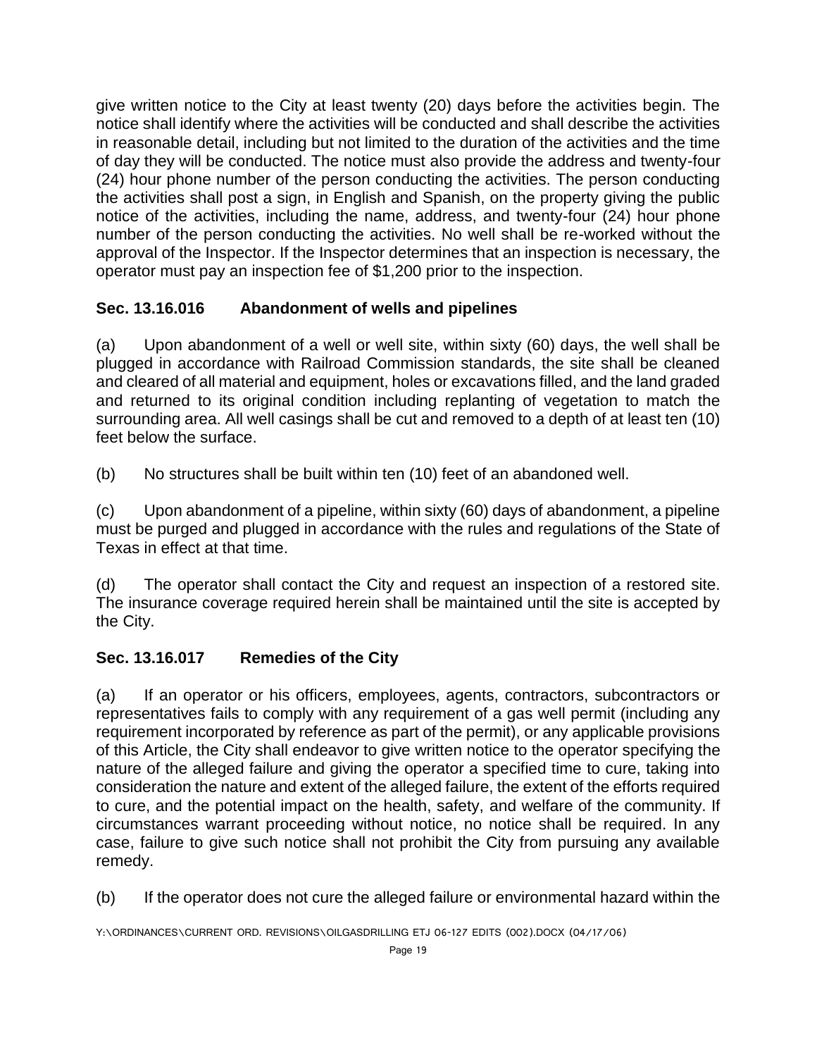give written notice to the City at least twenty (20) days before the activities begin. The notice shall identify where the activities will be conducted and shall describe the activities in reasonable detail, including but not limited to the duration of the activities and the time of day they will be conducted. The notice must also provide the address and twenty-four (24) hour phone number of the person conducting the activities. The person conducting the activities shall post a sign, in English and Spanish, on the property giving the public notice of the activities, including the name, address, and twenty-four (24) hour phone number of the person conducting the activities. No well shall be re-worked without the approval of the Inspector. If the Inspector determines that an inspection is necessary, the operator must pay an inspection fee of $1,200 prior to the inspection.

### Sec. 13.16.016 Abandonment of wells and pipelines

(a) Upon abandonment of a well or well site, within sixty (60) days, the well shall be plugged in accordance with Railroad Commission standards, the site shall be cleaned and cleared of all material and equipment, holes or excavations filled, and the land graded and returned to its original condition including replanting of vegetation to match the surrounding area. All well casings shall be cut and removed to a depth of at least ten (10) feet below the surface.

(b) No structures shall be built within ten (10) feet of an abandoned well.

(c) Upon abandonment of a pipeline, within sixty (60) days of abandonment, a pipeline must be purged and plugged in accordance with the rules and regulations of the State of Texas in effect at that time.

(d) The operator shall contact the City and request an inspection of a restored site. The insurance coverage required herein shall be maintained until the site is accepted by the City.

### Sec. 13.16.017 Remedies of the City

(a) If an operator or his officers, employees, agents, contractors, subcontractors or representatives fails to comply with any requirement of a gas well permit (including any requirement incorporated by reference as part of the permit), or any applicable provisions of this Article, the City shall endeavor to give written notice to the operator specifying the nature of the alleged failure and giving the operator a specified time to cure, taking into consideration the nature and extent of the alleged failure, the extent of the efforts required to cure, and the potential impact on the health, safety, and welfare of the community. If circumstances warrant proceeding without notice, no notice shall be required. In any case, failure to give such notice shall not prohibit the City from pursuing any available remedy.

(b) If the operator does not cure the alleged failure or environmental hazard within the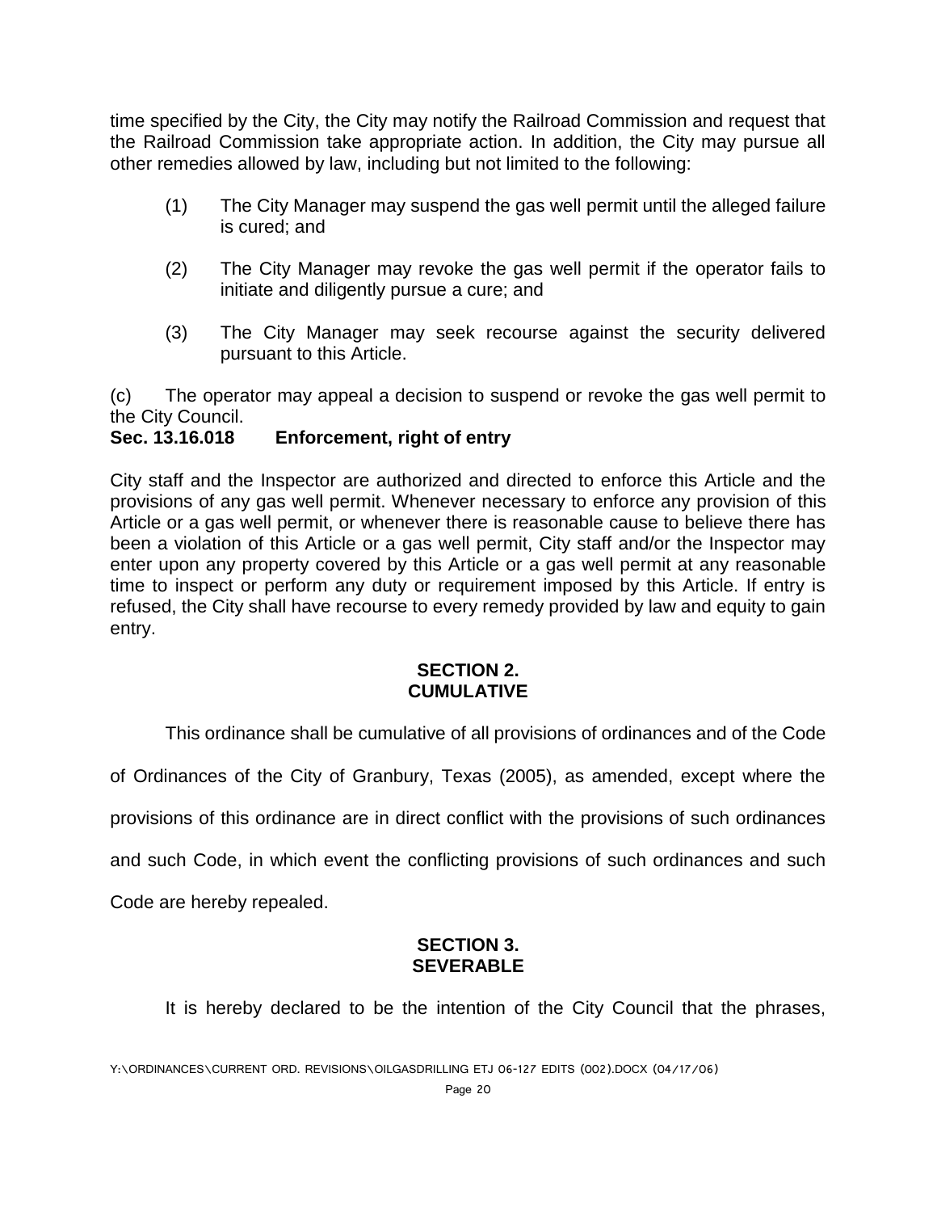time specified by the City, the City may notify the Railroad Commission and request that the Railroad Commission take appropriate action. In addition, the City may pursue all other remedies allowed by law, including but not limited to the following:

(1) The City Manager may suspend the gas well permit until the alleged failure is cured; and

(2) The City Manager may revoke the gas well permit if the operator fails to initiate and diligently pursue a cure; and

(3) The City Manager may seek recourse against the security delivered pursuant to this Article.

(c) The operator may appeal a decision to suspend or revoke the gas well permit to the City Council.

**Sec. 13.16.018 Enforcement, right of entry**

City staff and the Inspector are authorized and directed to enforce this Article and the provisions of any gas well permit. Whenever necessary to enforce any provision of this Article or a gas well permit, or whenever there is reasonable cause to believe there has been a violation of this Article or a gas well permit, City staff and/or the Inspector may enter upon any property covered by this Article or a gas well permit at any reasonable time to inspect or perform any duty or requirement imposed by this Article. If entry is refused, the City shall have recourse to every remedy provided by law and equity to gain entry.

## SECTION 2.
## CUMULATIVE

This ordinance shall be cumulative of all provisions of ordinances and of the Code of Ordinances of the City of Granbury, Texas (2005), as amended, except where the provisions of this ordinance are in direct conflict with the provisions of such ordinances and such Code, in which event the conflicting provisions of such ordinances and such Code are hereby repealed.

## SECTION 3.
## SEVERABLE

It is hereby declared to be the intention of the City Council that the phrases,

Y:\ORDINANCES\CURRENT ORD. REVISIONS\OILGASDRILLING ETJ 06-127 EDITS (002).DOCX (04/17/06)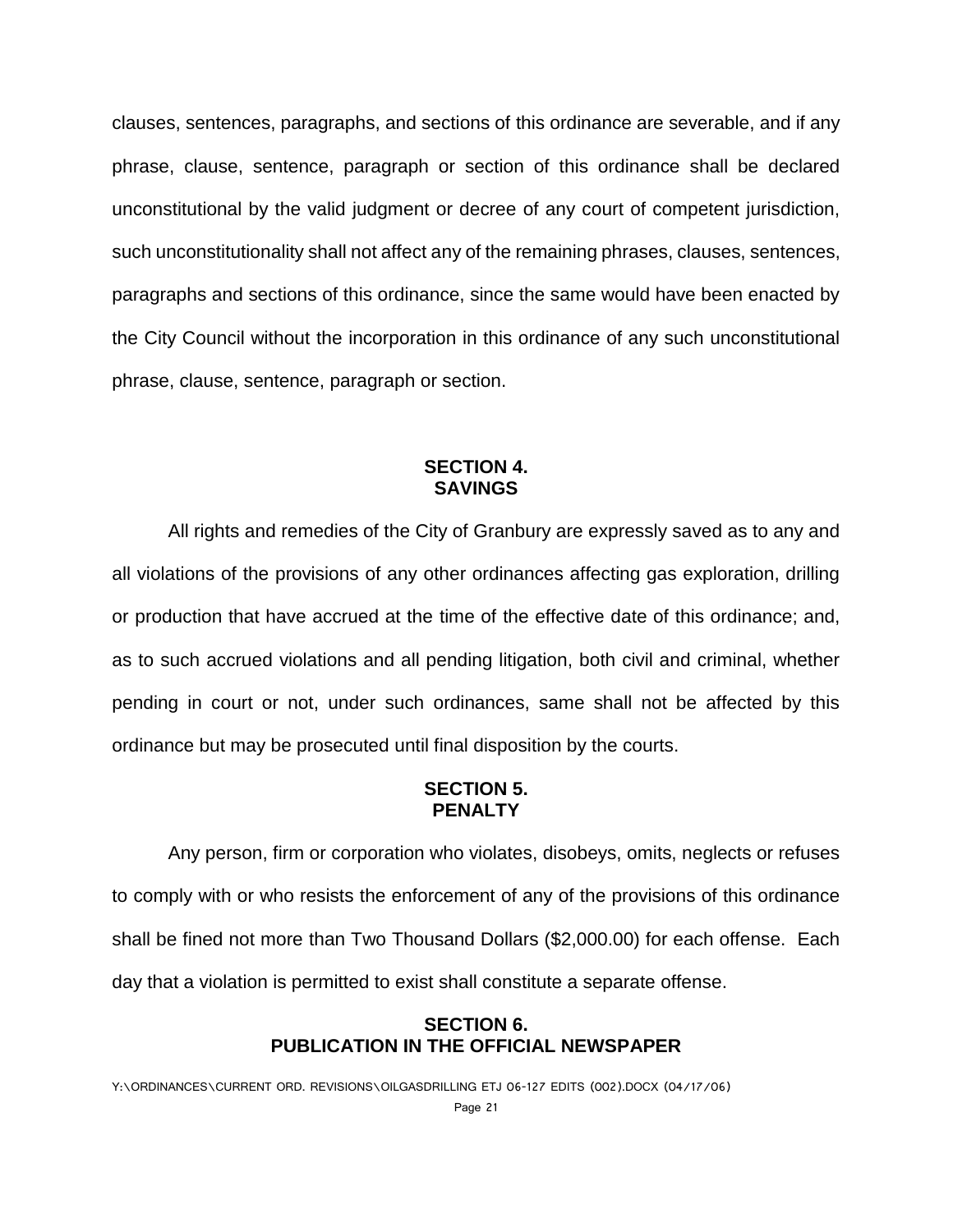clauses, sentences, paragraphs, and sections of this ordinance are severable, and if any phrase, clause, sentence, paragraph or section of this ordinance shall be declared unconstitutional by the valid judgment or decree of any court of competent jurisdiction, such unconstitutionality shall not affect any of the remaining phrases, clauses, sentences, paragraphs and sections of this ordinance, since the same would have been enacted by the City Council without the incorporation in this ordinance of any such unconstitutional phrase, clause, sentence, paragraph or section.

## SECTION 4. SAVINGS

All rights and remedies of the City of Granbury are expressly saved as to any and all violations of the provisions of any other ordinances affecting gas exploration, drilling or production that have accrued at the time of the effective date of this ordinance; and, as to such accrued violations and all pending litigation, both civil and criminal, whether pending in court or not, under such ordinances, same shall not be affected by this ordinance but may be prosecuted until final disposition by the courts.

## SECTION 5. PENALTY

Any person, firm or corporation who violates, disobeys, omits, neglects or refuses to comply with or who resists the enforcement of any of the provisions of this ordinance shall be fined not more than Two Thousand Dollars ($2,000.00) for each offense. Each day that a violation is permitted to exist shall constitute a separate offense.

## SECTION 6. PUBLICATION IN THE OFFICIAL NEWSPAPER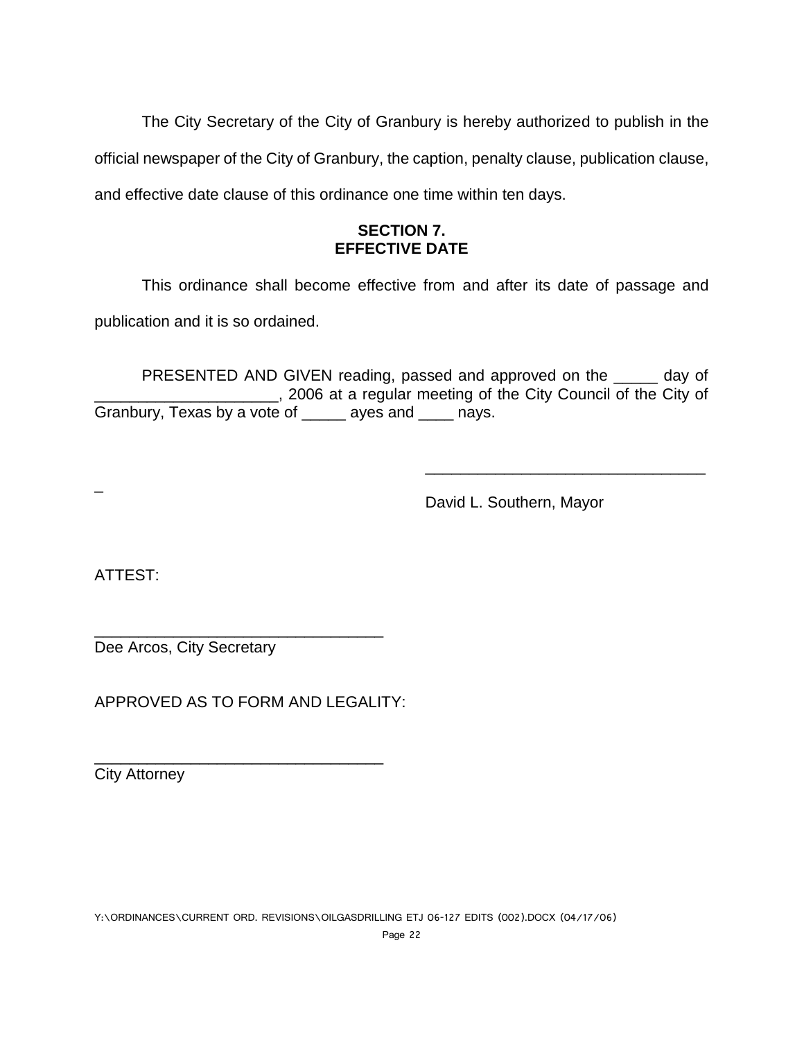The City Secretary of the City of Granbury is hereby authorized to publish in the official newspaper of the City of Granbury, the caption, penalty clause, publication clause, and effective date clause of this ordinance one time within ten days.

**SECTION 7.**
**EFFECTIVE DATE**

This ordinance shall become effective from and after its date of passage and publication and it is so ordained.

PRESENTED AND GIVEN reading, passed and approved on the _____ day of _____________________, 2006 at a regular meeting of the City Council of the City of Granbury, Texas by a vote of _____ ayes and ____ nays.

________________________________
David L. Southern, Mayor

ATTEST:

_________________________________
Dee Arcos, City Secretary

APPROVED AS TO FORM AND LEGALITY:

_________________________________
City Attorney

Y:\ORDINANCES\CURRENT ORD. REVISIONS\OILGASDRILLING ETJ 06-127 EDITS (002).DOCX (04/17/06)